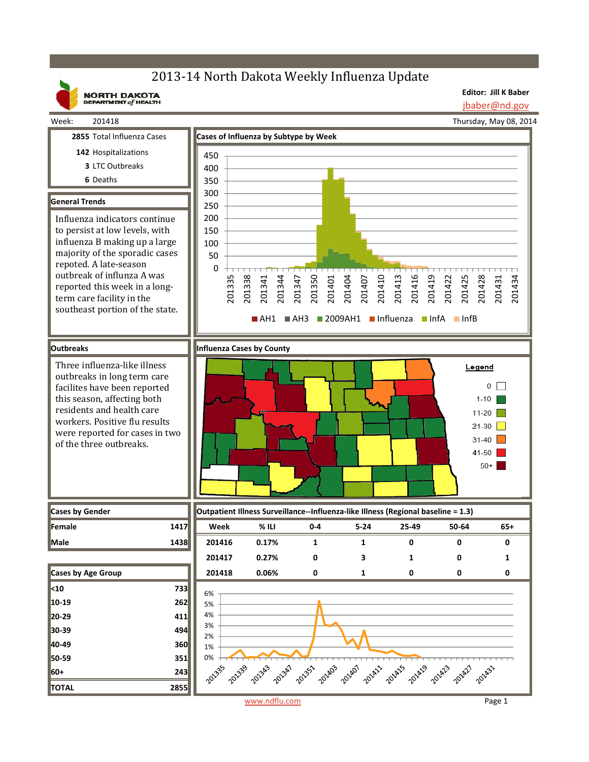# 2013-14 North Dakota Weekly Influenza Update

NORTH DAKOTA DEPARTMENT of HEALTH

**Editor: Jill K Baber**
jbaber@nd.gov

Week: 201418

Thursday, May 08, 2014

**2855** Total Influenza Cases

**142** Hospitalizations

**3** LTC Outbreaks

**6** Deaths

## General Trends

Influenza indicators continue to persist at low levels, with influenza B making up a large majority of the sporadic cases repoted. A late-season outbreak of influnza A was reported this week in a long-term care facility in the southeast portion of the state.

## Cases of Influenza by Subtype by Week

Legend: AH1, AH3, 2009AH1, Influenza, InfA, InfB

## Outbreaks

Three influenza-like illness outbreaks in long term care facilites have been reported this season, affecting both residents and health care workers. Positive flu results were reported for cases in two of the three outbreaks.

## Influenza Cases by County

Legend: 0, 1-10, 11-20, 21-30, 31-40, 41-50, 50+

## Cases by Gender

| | |
|---|---|
| **Female** | **1417** |
| **Male** | **1438** |

## Outpatient Illness Surveillance--Influenza-like Illness (Regional baseline = 1.3)

| Week | % ILI | 0-4 | 5-24 | 25-49 | 50-64 | 65+ |
|---|---|---|---|---|---|---|
| 201416 | 0.17% | 1 | 1 | 0 | 0 | 0 |
| 201417 | 0.27% | 0 | 3 | 1 | 0 | 1 |
| 201418 | 0.06% | 0 | 1 | 0 | 0 | 0 |

## Cases by Age Group

| | |
|---|---|
| **<10** | **733** |
| **10-19** | **262** |
| **20-29** | **411** |
| **30-39** | **494** |
| **40-49** | **360** |
| **50-59** | **351** |
| **60+** | **243** |
| **TOTAL** | **2855** |

www.ndflu.com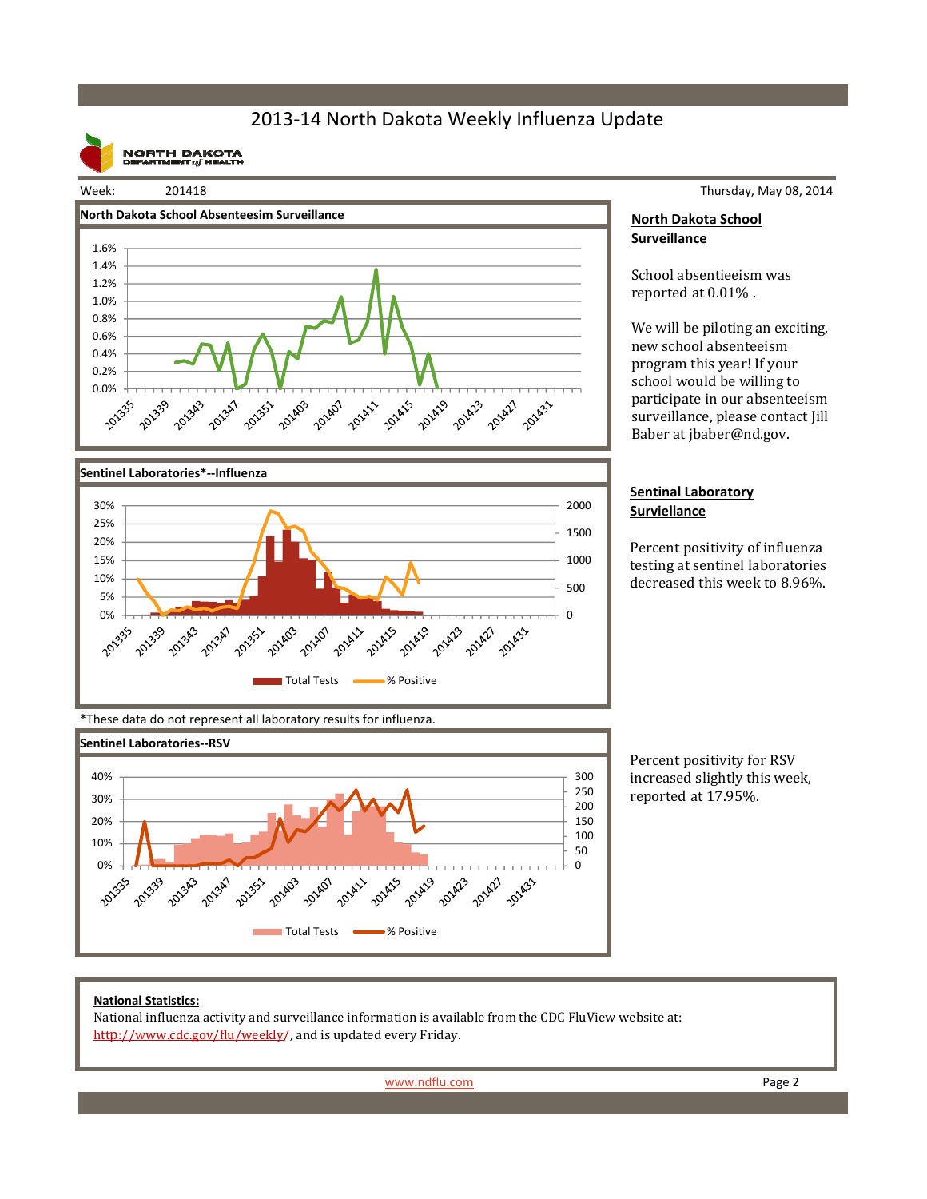# 2013-14 North Dakota Weekly Influenza Update

NORTH DAKOTA DEPARTMENT of HEALTH

Week: 201418

Thursday, May 08, 2014

## North Dakota School Absenteesim Surveillance

1.6%
1.4%
1.2%
1.0%
0.8%
0.6%
0.4%
0.2%
0.0%

201335 201339 201343 201347 201351 201403 201407 201411 201415 201419 201423 201427 201431

### North Dakota School Surveillance

School absentieeism was reported at 0.01% .

We will be piloting an exciting, new school absenteeism program this year! If your school would be willing to participate in our absenteeism surveillance, please contact Jill Baber at jbaber@nd.gov.

## Sentinel Laboratories*--Influenza

30%
25%
20%
15%
10%
5%
0%

2000
1500
1000
500
0

201335 201339 201343 201347 201351 201403 201407 201411 201415 201419 201423 201427 201431

Total Tests
% Positive

### Sentinal Laboratory Surviellance

Percent positivity of influenza testing at sentinel laboratories decreased this week to 8.96%.

*These data do not represent all laboratory results for influenza.

## Sentinel Laboratories--RSV

40%
30%
20%
10%
0%

300
250
200
150
100
50
0

201335 201339 201343 201347 201351 201403 201407 201411 201415 201419 201423 201427 201431

Total Tests
% Positive

Percent positivity for RSV increased slightly this week, reported at 17.95%.

**National Statistics:**

National influenza activity and surveillance information is available from the CDC FluView website at: http://www.cdc.gov/flu/weekly/, and is updated every Friday.

www.ndflu.com